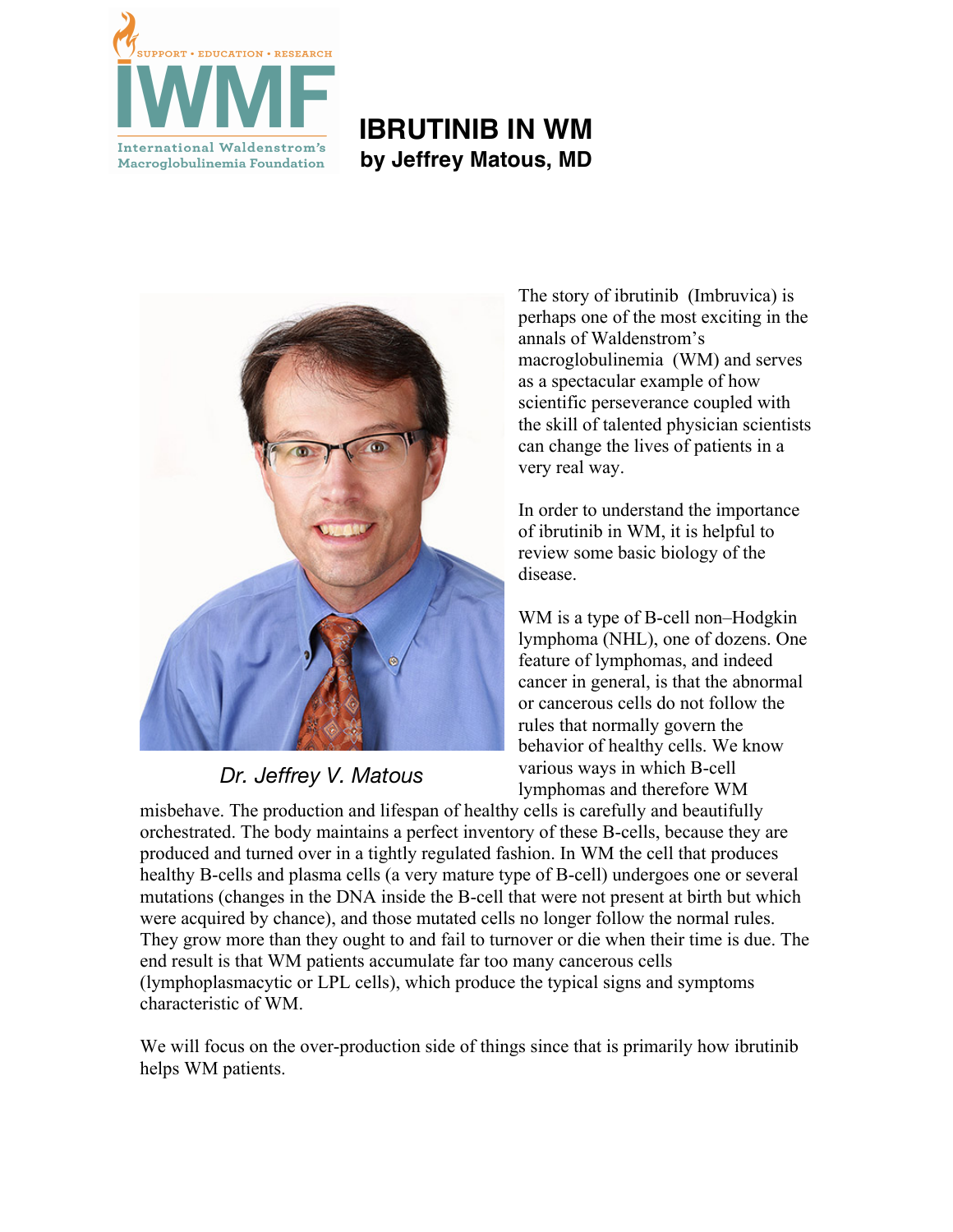SUPPORT • EDUCATION • RESEARCH

IWMF

International Waldenstrom's Macroglobulinemia Foundation

# IBRUTINIB IN WM

**by Jeffrey Matous, MD**

*Dr. Jeffrey V. Matous*

The story of ibrutinib (Imbruvica) is perhaps one of the most exciting in the annals of Waldenstrom's macroglobulinemia (WM) and serves as a spectacular example of how scientific perseverance coupled with the skill of talented physician scientists can change the lives of patients in a very real way.

In order to understand the importance of ibrutinib in WM, it is helpful to review some basic biology of the disease.

WM is a type of B-cell non–Hodgkin lymphoma (NHL), one of dozens. One feature of lymphomas, and indeed cancer in general, is that the abnormal or cancerous cells do not follow the rules that normally govern the behavior of healthy cells. We know various ways in which B-cell lymphomas and therefore WM misbehave. The production and lifespan of healthy cells is carefully and beautifully orchestrated. The body maintains a perfect inventory of these B-cells, because they are produced and turned over in a tightly regulated fashion. In WM the cell that produces healthy B-cells and plasma cells (a very mature type of B-cell) undergoes one or several mutations (changes in the DNA inside the B-cell that were not present at birth but which were acquired by chance), and those mutated cells no longer follow the normal rules. They grow more than they ought to and fail to turnover or die when their time is due. The end result is that WM patients accumulate far too many cancerous cells (lymphoplasmacytic or LPL cells), which produce the typical signs and symptoms characteristic of WM.

We will focus on the over-production side of things since that is primarily how ibrutinib helps WM patients.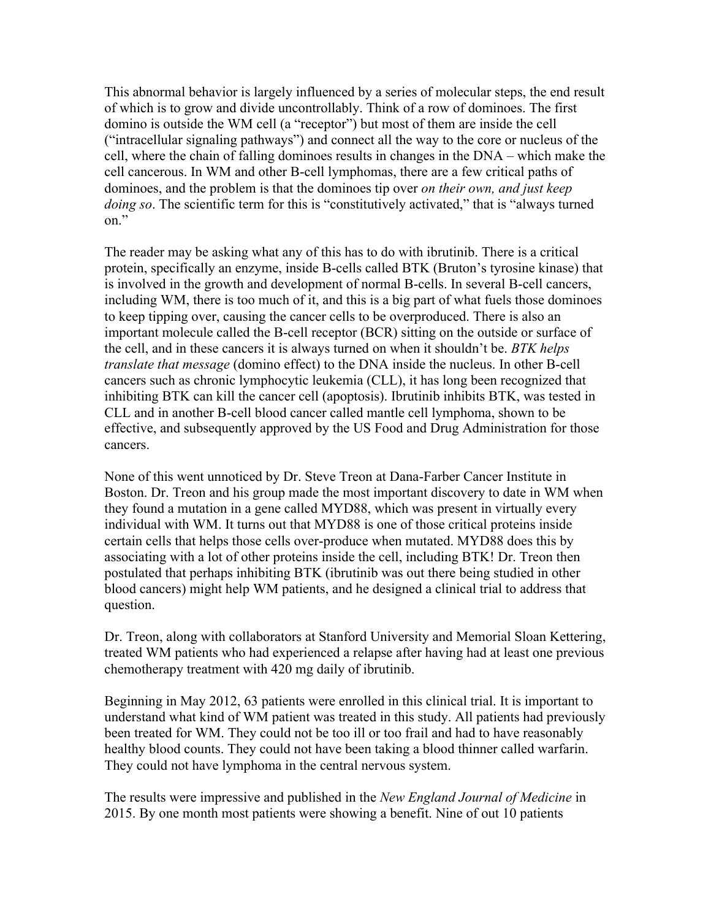This abnormal behavior is largely influenced by a series of molecular steps, the end result of which is to grow and divide uncontrollably. Think of a row of dominoes. The first domino is outside the WM cell (a "receptor") but most of them are inside the cell ("intracellular signaling pathways") and connect all the way to the core or nucleus of the cell, where the chain of falling dominoes results in changes in the DNA – which make the cell cancerous. In WM and other B-cell lymphomas, there are a few critical paths of dominoes, and the problem is that the dominoes tip over *on their own, and just keep doing so*. The scientific term for this is "constitutively activated," that is "always turned on."

The reader may be asking what any of this has to do with ibrutinib. There is a critical protein, specifically an enzyme, inside B-cells called BTK (Bruton's tyrosine kinase) that is involved in the growth and development of normal B-cells. In several B-cell cancers, including WM, there is too much of it, and this is a big part of what fuels those dominoes to keep tipping over, causing the cancer cells to be overproduced. There is also an important molecule called the B-cell receptor (BCR) sitting on the outside or surface of the cell, and in these cancers it is always turned on when it shouldn't be. *BTK helps translate that message* (domino effect) to the DNA inside the nucleus. In other B-cell cancers such as chronic lymphocytic leukemia (CLL), it has long been recognized that inhibiting BTK can kill the cancer cell (apoptosis). Ibrutinib inhibits BTK, was tested in CLL and in another B-cell blood cancer called mantle cell lymphoma, shown to be effective, and subsequently approved by the US Food and Drug Administration for those cancers.

None of this went unnoticed by Dr. Steve Treon at Dana-Farber Cancer Institute in Boston. Dr. Treon and his group made the most important discovery to date in WM when they found a mutation in a gene called MYD88, which was present in virtually every individual with WM. It turns out that MYD88 is one of those critical proteins inside certain cells that helps those cells over-produce when mutated. MYD88 does this by associating with a lot of other proteins inside the cell, including BTK! Dr. Treon then postulated that perhaps inhibiting BTK (ibrutinib was out there being studied in other blood cancers) might help WM patients, and he designed a clinical trial to address that question.

Dr. Treon, along with collaborators at Stanford University and Memorial Sloan Kettering, treated WM patients who had experienced a relapse after having had at least one previous chemotherapy treatment with 420 mg daily of ibrutinib.

Beginning in May 2012, 63 patients were enrolled in this clinical trial. It is important to understand what kind of WM patient was treated in this study. All patients had previously been treated for WM. They could not be too ill or too frail and had to have reasonably healthy blood counts. They could not have been taking a blood thinner called warfarin. They could not have lymphoma in the central nervous system.

The results were impressive and published in the *New England Journal of Medicine* in 2015. By one month most patients were showing a benefit. Nine of out 10 patients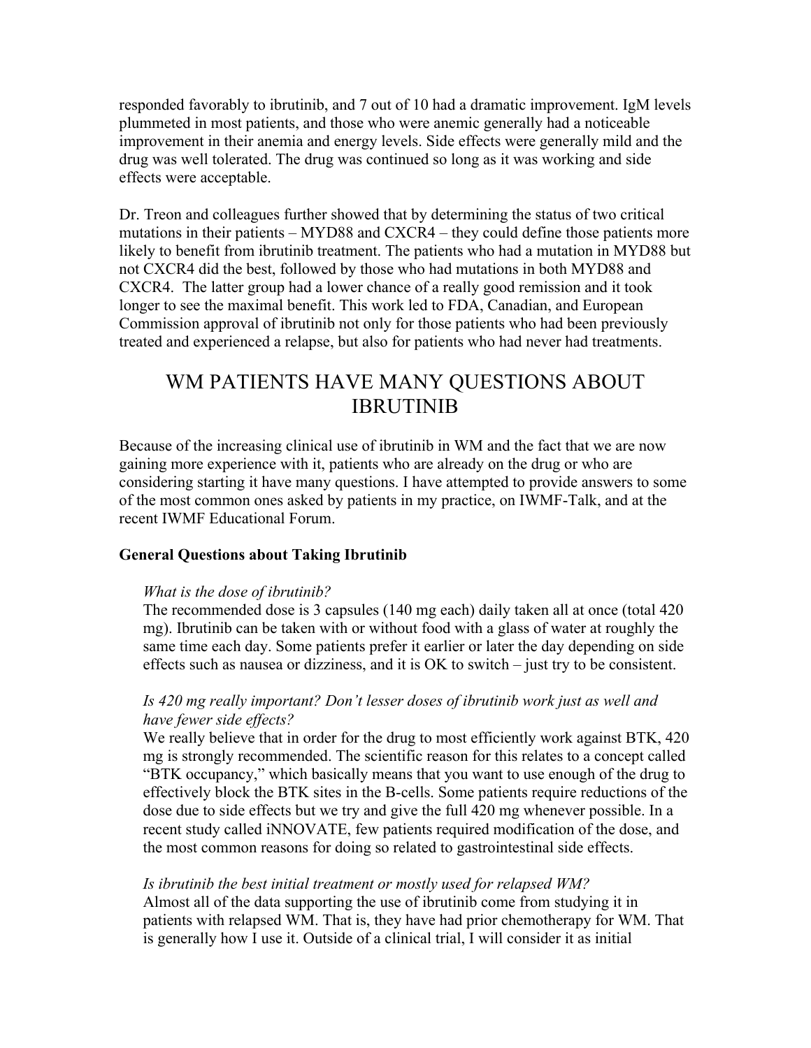responded favorably to ibrutinib, and 7 out of 10 had a dramatic improvement. IgM levels plummeted in most patients, and those who were anemic generally had a noticeable improvement in their anemia and energy levels. Side effects were generally mild and the drug was well tolerated. The drug was continued so long as it was working and side effects were acceptable.

Dr. Treon and colleagues further showed that by determining the status of two critical mutations in their patients – MYD88 and CXCR4 – they could define those patients more likely to benefit from ibrutinib treatment. The patients who had a mutation in MYD88 but not CXCR4 did the best, followed by those who had mutations in both MYD88 and CXCR4. The latter group had a lower chance of a really good remission and it took longer to see the maximal benefit. This work led to FDA, Canadian, and European Commission approval of ibrutinib not only for those patients who had been previously treated and experienced a relapse, but also for patients who had never had treatments.

## WM PATIENTS HAVE MANY QUESTIONS ABOUT IBRUTINIB

Because of the increasing clinical use of ibrutinib in WM and the fact that we are now gaining more experience with it, patients who are already on the drug or who are considering starting it have many questions. I have attempted to provide answers to some of the most common ones asked by patients in my practice, on IWMF-Talk, and at the recent IWMF Educational Forum.

**General Questions about Taking Ibrutinib**

*What is the dose of ibrutinib?*
The recommended dose is 3 capsules (140 mg each) daily taken all at once (total 420 mg). Ibrutinib can be taken with or without food with a glass of water at roughly the same time each day. Some patients prefer it earlier or later the day depending on side effects such as nausea or dizziness, and it is OK to switch – just try to be consistent.

*Is 420 mg really important? Don't lesser doses of ibrutinib work just as well and have fewer side effects?*
We really believe that in order for the drug to most efficiently work against BTK, 420 mg is strongly recommended. The scientific reason for this relates to a concept called "BTK occupancy," which basically means that you want to use enough of the drug to effectively block the BTK sites in the B-cells. Some patients require reductions of the dose due to side effects but we try and give the full 420 mg whenever possible. In a recent study called iNNOVATE, few patients required modification of the dose, and the most common reasons for doing so related to gastrointestinal side effects.

*Is ibrutinib the best initial treatment or mostly used for relapsed WM?*
Almost all of the data supporting the use of ibrutinib come from studying it in patients with relapsed WM. That is, they have had prior chemotherapy for WM. That is generally how I use it. Outside of a clinical trial, I will consider it as initial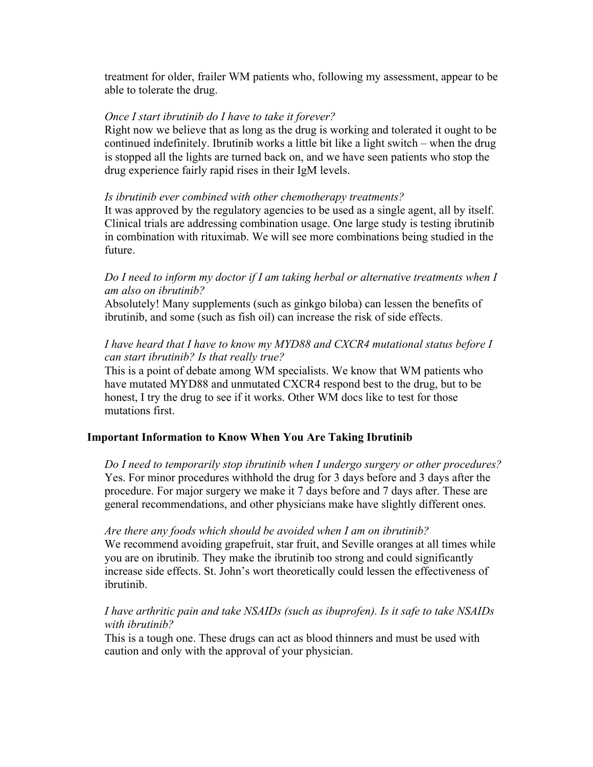treatment for older, frailer WM patients who, following my assessment, appear to be able to tolerate the drug.

*Once I start ibrutinib do I have to take it forever?*
Right now we believe that as long as the drug is working and tolerated it ought to be continued indefinitely. Ibrutinib works a little bit like a light switch – when the drug is stopped all the lights are turned back on, and we have seen patients who stop the drug experience fairly rapid rises in their IgM levels.

*Is ibrutinib ever combined with other chemotherapy treatments?*
It was approved by the regulatory agencies to be used as a single agent, all by itself. Clinical trials are addressing combination usage. One large study is testing ibrutinib in combination with rituximab. We will see more combinations being studied in the future.

*Do I need to inform my doctor if I am taking herbal or alternative treatments when I am also on ibrutinib?*
Absolutely! Many supplements (such as ginkgo biloba) can lessen the benefits of ibrutinib, and some (such as fish oil) can increase the risk of side effects.

*I have heard that I have to know my MYD88 and CXCR4 mutational status before I can start ibrutinib? Is that really true?*
This is a point of debate among WM specialists. We know that WM patients who have mutated MYD88 and unmutated CXCR4 respond best to the drug, but to be honest, I try the drug to see if it works. Other WM docs like to test for those mutations first.

## Important Information to Know When You Are Taking Ibrutinib

*Do I need to temporarily stop ibrutinib when I undergo surgery or other procedures?*
Yes. For minor procedures withhold the drug for 3 days before and 3 days after the procedure. For major surgery we make it 7 days before and 7 days after. These are general recommendations, and other physicians make have slightly different ones.

*Are there any foods which should be avoided when I am on ibrutinib?*
We recommend avoiding grapefruit, star fruit, and Seville oranges at all times while you are on ibrutinib. They make the ibrutinib too strong and could significantly increase side effects. St. John's wort theoretically could lessen the effectiveness of ibrutinib.

*I have arthritic pain and take NSAIDs (such as ibuprofen). Is it safe to take NSAIDs with ibrutinib?*
This is a tough one. These drugs can act as blood thinners and must be used with caution and only with the approval of your physician.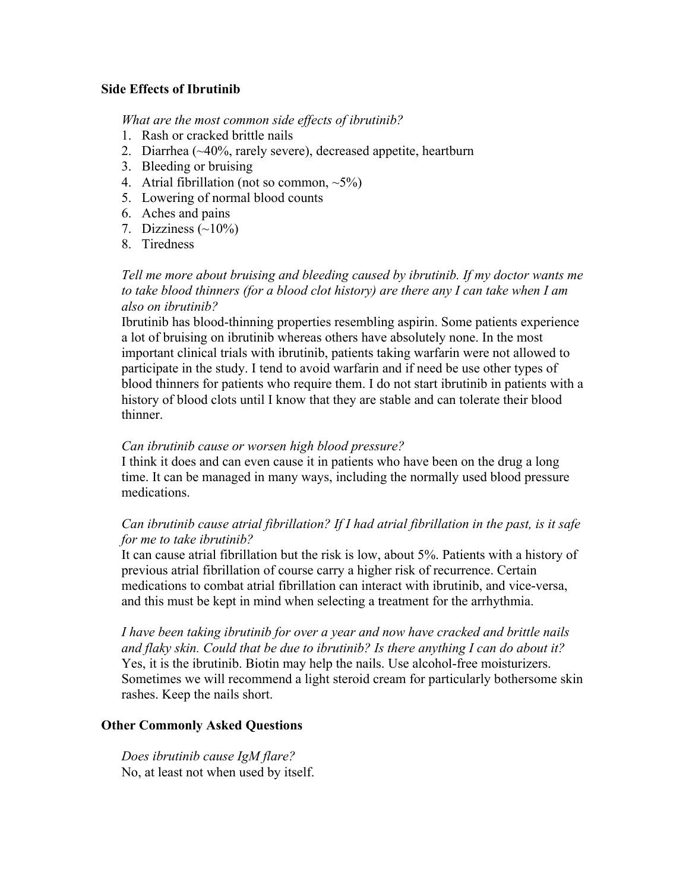## Side Effects of Ibrutinib

*What are the most common side effects of ibrutinib?*

1. Rash or cracked brittle nails
2. Diarrhea (~40%, rarely severe), decreased appetite, heartburn
3. Bleeding or bruising
4. Atrial fibrillation (not so common, ~5%)
5. Lowering of normal blood counts
6. Aches and pains
7. Dizziness (~10%)
8. Tiredness

*Tell me more about bruising and bleeding caused by ibrutinib. If my doctor wants me to take blood thinners (for a blood clot history) are there any I can take when I am also on ibrutinib?*

Ibrutinib has blood-thinning properties resembling aspirin. Some patients experience a lot of bruising on ibrutinib whereas others have absolutely none. In the most important clinical trials with ibrutinib, patients taking warfarin were not allowed to participate in the study. I tend to avoid warfarin and if need be use other types of blood thinners for patients who require them. I do not start ibrutinib in patients with a history of blood clots until I know that they are stable and can tolerate their blood thinner.

*Can ibrutinib cause or worsen high blood pressure?*

I think it does and can even cause it in patients who have been on the drug a long time. It can be managed in many ways, including the normally used blood pressure medications.

*Can ibrutinib cause atrial fibrillation? If I had atrial fibrillation in the past, is it safe for me to take ibrutinib?*

It can cause atrial fibrillation but the risk is low, about 5%. Patients with a history of previous atrial fibrillation of course carry a higher risk of recurrence. Certain medications to combat atrial fibrillation can interact with ibrutinib, and vice-versa, and this must be kept in mind when selecting a treatment for the arrhythmia.

*I have been taking ibrutinib for over a year and now have cracked and brittle nails and flaky skin. Could that be due to ibrutinib? Is there anything I can do about it?*

Yes, it is the ibrutinib. Biotin may help the nails. Use alcohol-free moisturizers. Sometimes we will recommend a light steroid cream for particularly bothersome skin rashes. Keep the nails short.

## Other Commonly Asked Questions

*Does ibrutinib cause IgM flare?*

No, at least not when used by itself.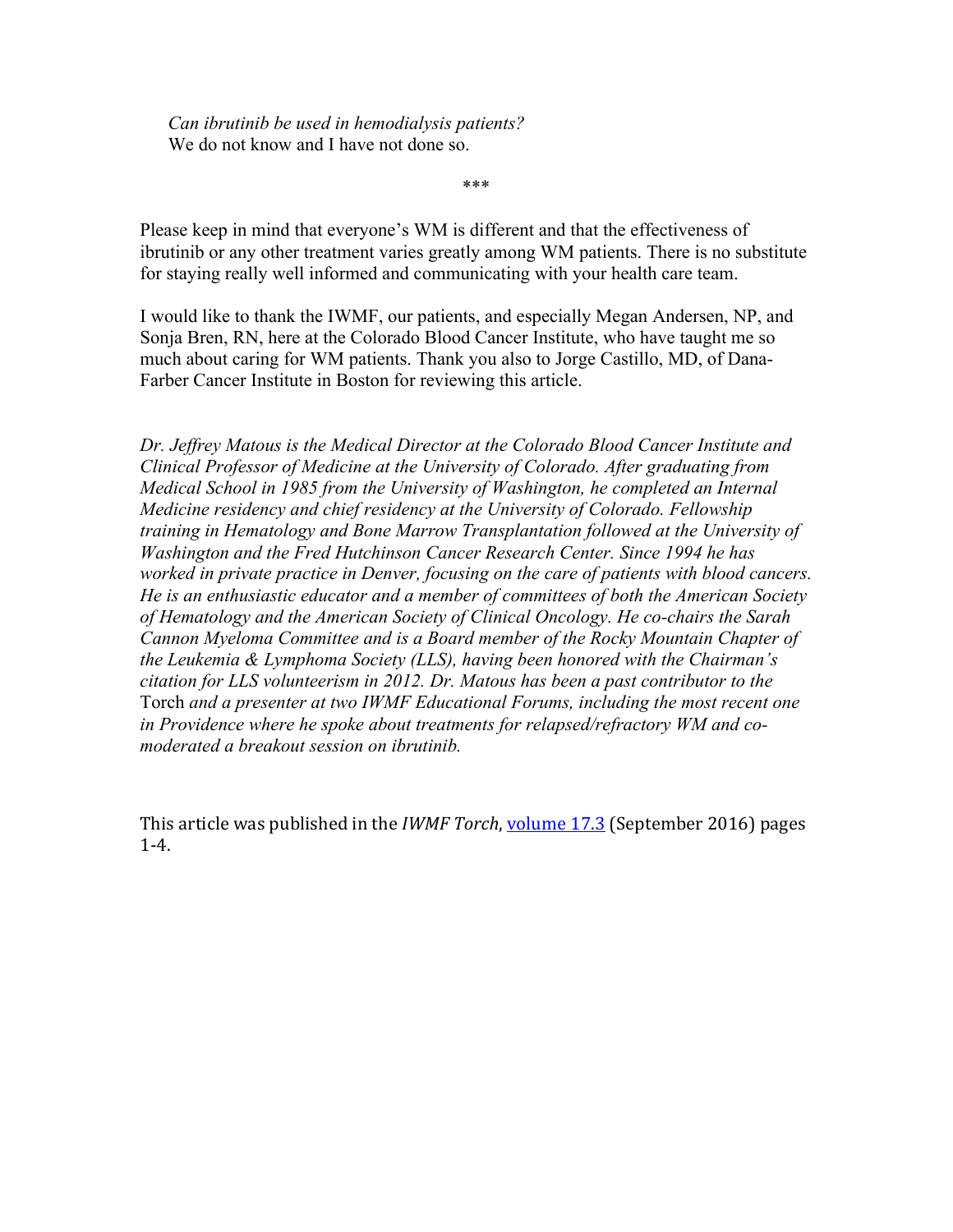*Can ibrutinib be used in hemodialysis patients?*
We do not know and I have not done so.

***

Please keep in mind that everyone's WM is different and that the effectiveness of ibrutinib or any other treatment varies greatly among WM patients. There is no substitute for staying really well informed and communicating with your health care team.

I would like to thank the IWMF, our patients, and especially Megan Andersen, NP, and Sonja Bren, RN, here at the Colorado Blood Cancer Institute, who have taught me so much about caring for WM patients. Thank you also to Jorge Castillo, MD, of Dana-Farber Cancer Institute in Boston for reviewing this article.

*Dr. Jeffrey Matous is the Medical Director at the Colorado Blood Cancer Institute and Clinical Professor of Medicine at the University of Colorado. After graduating from Medical School in 1985 from the University of Washington, he completed an Internal Medicine residency and chief residency at the University of Colorado. Fellowship training in Hematology and Bone Marrow Transplantation followed at the University of Washington and the Fred Hutchinson Cancer Research Center. Since 1994 he has worked in private practice in Denver, focusing on the care of patients with blood cancers. He is an enthusiastic educator and a member of committees of both the American Society of Hematology and the American Society of Clinical Oncology. He co-chairs the Sarah Cannon Myeloma Committee and is a Board member of the Rocky Mountain Chapter of the Leukemia & Lymphoma Society (LLS), having been honored with the Chairman's citation for LLS volunteerism in 2012. Dr. Matous has been a past contributor to the* Torch *and a presenter at two IWMF Educational Forums, including the most recent one in Providence where he spoke about treatments for relapsed/refractory WM and co-moderated a breakout session on ibrutinib.*

This article was published in the *IWMF Torch*, volume 17.3 (September 2016) pages 1-4.